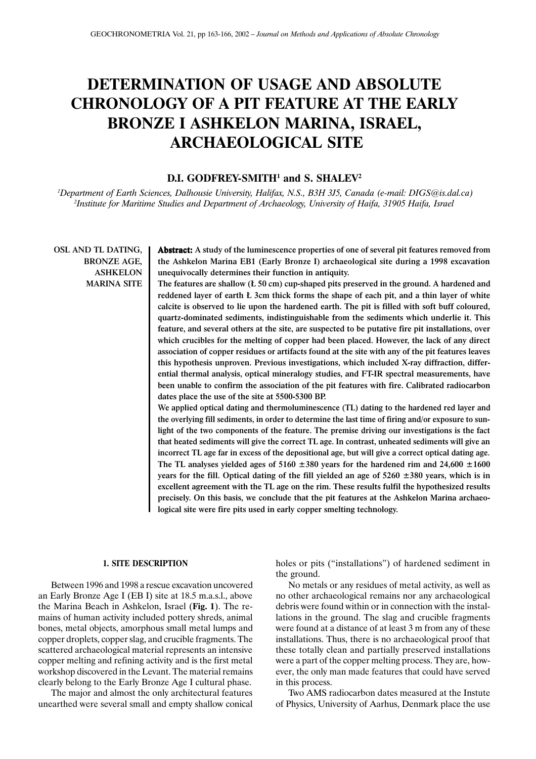# DETERMINATION OF USAGE AND ABSOLUTE CHRONOLOGY OF A PIT FEATURE AT THE EARLY BRONZE I ASHKELON MARINA, ISRAEL, ARCHAEOLOGICAL SITE

**D.I. GODFREY-SMITH[1] and S. SHALEV[2]**

*[1]Department of Earth Sciences, Dalhousie University, Halifax, N.S., B3H 3J5, Canada (e-mail: DIGS@is.dal.ca)*
*[2]Institute for Maritime Studies and Department of Archaeology, University of Haifa, 31905 Haifa, Israel*

**OSL AND TL DATING, BRONZE AGE, ASHKELON MARINA SITE**

**Abstract: A study of the luminescence properties of one of several pit features removed from the Ashkelon Marina EB1 (Early Bronze I) archaeological site during a 1998 excavation unequivocally determines their function in antiquity.**

**The features are shallow (Ł 50 cm) cup-shaped pits preserved in the ground. A hardened and reddened layer of earth Ł 3cm thick forms the shape of each pit, and a thin layer of white calcite is observed to lie upon the hardened earth. The pit is filled with soft buff coloured, quartz-dominated sediments, indistinguishable from the sediments which underlie it. This feature, and several others at the site, are suspected to be putative fire pit installations, over which crucibles for the melting of copper had been placed. However, the lack of any direct association of copper residues or artifacts found at the site with any of the pit features leaves this hypothesis unproven. Previous investigations, which included X-ray diffraction, differential thermal analysis, optical mineralogy studies, and FT-IR spectral measurements, have been unable to confirm the association of the pit features with fire. Calibrated radiocarbon dates place the use of the site at 5500-5300 BP.**

**We applied optical dating and thermoluminescence (TL) dating to the hardened red layer and the overlying fill sediments, in order to determine the last time of firing and/or exposure to sunlight of the two components of the feature. The premise driving our investigations is the fact that heated sediments will give the correct TL age. In contrast, unheated sediments will give an incorrect TL age far in excess of the depositional age, but will give a correct optical dating age. The TL analyses yielded ages of 5160 ±380 years for the hardened rim and 24,600 ±1600 years for the fill. Optical dating of the fill yielded an age of 5260 ±380 years, which is in excellent agreement with the TL age on the rim. These results fulfil the hypothesized results precisely. On this basis, we conclude that the pit features at the Ashkelon Marina archaeological site were fire pits used in early copper smelting technology.**

## 1. SITE DESCRIPTION

Between 1996 and 1998 a rescue excavation uncovered an Early Bronze Age I (EB I) site at 18.5 m.a.s.l., above the Marina Beach in Ashkelon, Israel (**Fig. 1**). The remains of human activity included pottery shreds, animal bones, metal objects, amorphous small metal lumps and copper droplets, copper slag, and crucible fragments. The scattered archaeological material represents an intensive copper melting and refining activity and is the first metal workshop discovered in the Levant. The material remains clearly belong to the Early Bronze Age I cultural phase.

The major and almost the only architectural features unearthed were several small and empty shallow conical holes or pits ("installations") of hardened sediment in the ground.

No metals or any residues of metal activity, as well as no other archaeological remains nor any archaeological debris were found within or in connection with the installations in the ground. The slag and crucible fragments were found at a distance of at least 3 m from any of these installations. Thus, there is no archaeological proof that these totally clean and partially preserved installations were a part of the copper melting process. They are, however, the only man made features that could have served in this process.

Two AMS radiocarbon dates measured at the Instute of Physics, University of Aarhus, Denmark place the use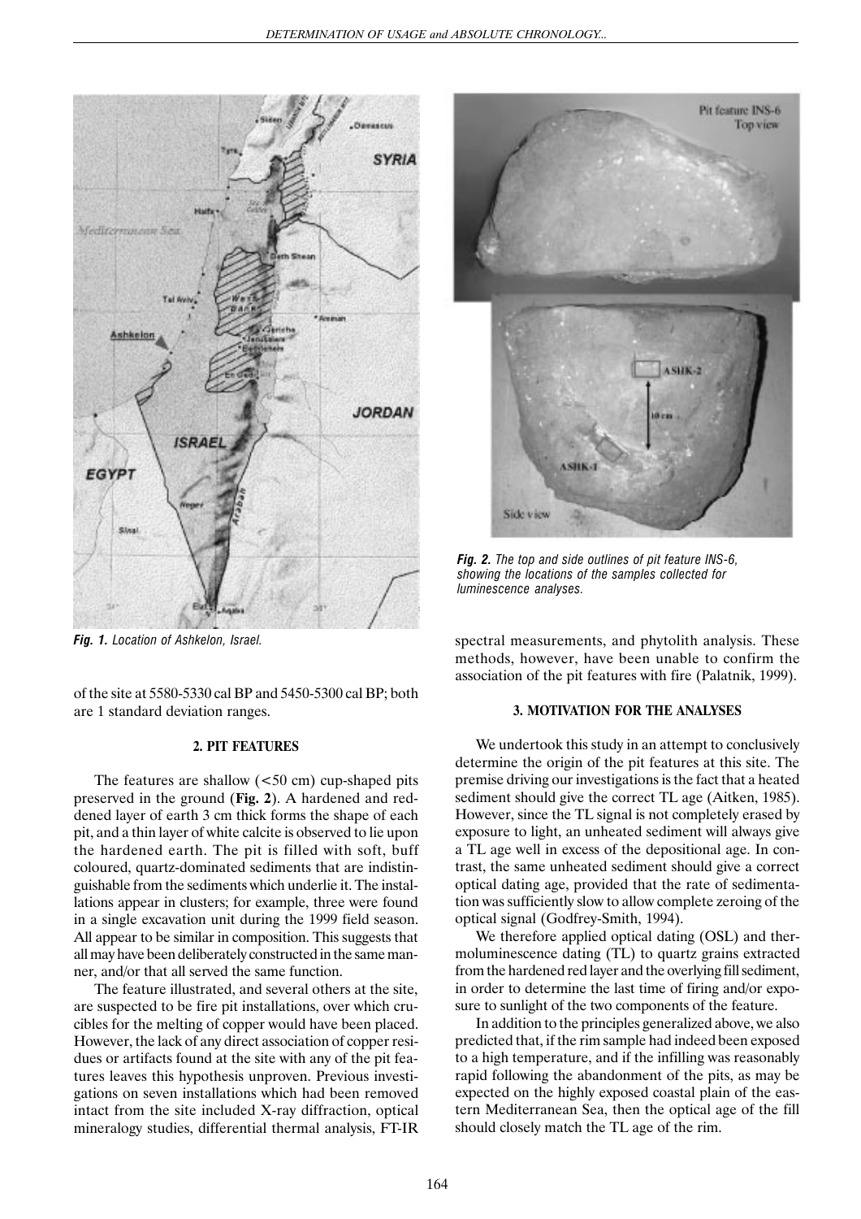*Fig. 1. Location of Ashkelon, Israel.*

of the site at 5580-5330 cal BP and 5450-5300 cal BP; both are 1 standard deviation ranges.

## 2. PIT FEATURES

The features are shallow (<50 cm) cup-shaped pits preserved in the ground (**Fig. 2**). A hardened and reddened layer of earth 3 cm thick forms the shape of each pit, and a thin layer of white calcite is observed to lie upon the hardened earth. The pit is filled with soft, buff coloured, quartz-dominated sediments that are indistinguishable from the sediments which underlie it. The installations appear in clusters; for example, three were found in a single excavation unit during the 1999 field season. All appear to be similar in composition. This suggests that all may have been deliberately constructed in the same manner, and/or that all served the same function.

The feature illustrated, and several others at the site, are suspected to be fire pit installations, over which crucibles for the melting of copper would have been placed. However, the lack of any direct association of copper residues or artifacts found at the site with any of the pit features leaves this hypothesis unproven. Previous investigations on seven installations which had been removed intact from the site included X-ray diffraction, optical mineralogy studies, differential thermal analysis, FT-IR spectral measurements, and phytolith analysis. These methods, however, have been unable to confirm the association of the pit features with fire (Palatnik, 1999).

*Fig. 2. The top and side outlines of pit feature INS-6, showing the locations of the samples collected for luminescence analyses.*

## 3. MOTIVATION FOR THE ANALYSES

We undertook this study in an attempt to conclusively determine the origin of the pit features at this site. The premise driving our investigations is the fact that a heated sediment should give the correct TL age (Aitken, 1985). However, since the TL signal is not completely erased by exposure to light, an unheated sediment will always give a TL age well in excess of the depositional age. In contrast, the same unheated sediment should give a correct optical dating age, provided that the rate of sedimentation was sufficiently slow to allow complete zeroing of the optical signal (Godfrey-Smith, 1994).

We therefore applied optical dating (OSL) and thermoluminescence dating (TL) to quartz grains extracted from the hardened red layer and the overlying fill sediment, in order to determine the last time of firing and/or exposure to sunlight of the two components of the feature.

In addition to the principles generalized above, we also predicted that, if the rim sample had indeed been exposed to a high temperature, and if the infilling was reasonably rapid following the abandonment of the pits, as may be expected on the highly exposed coastal plain of the eastern Mediterranean Sea, then the optical age of the fill should closely match the TL age of the rim.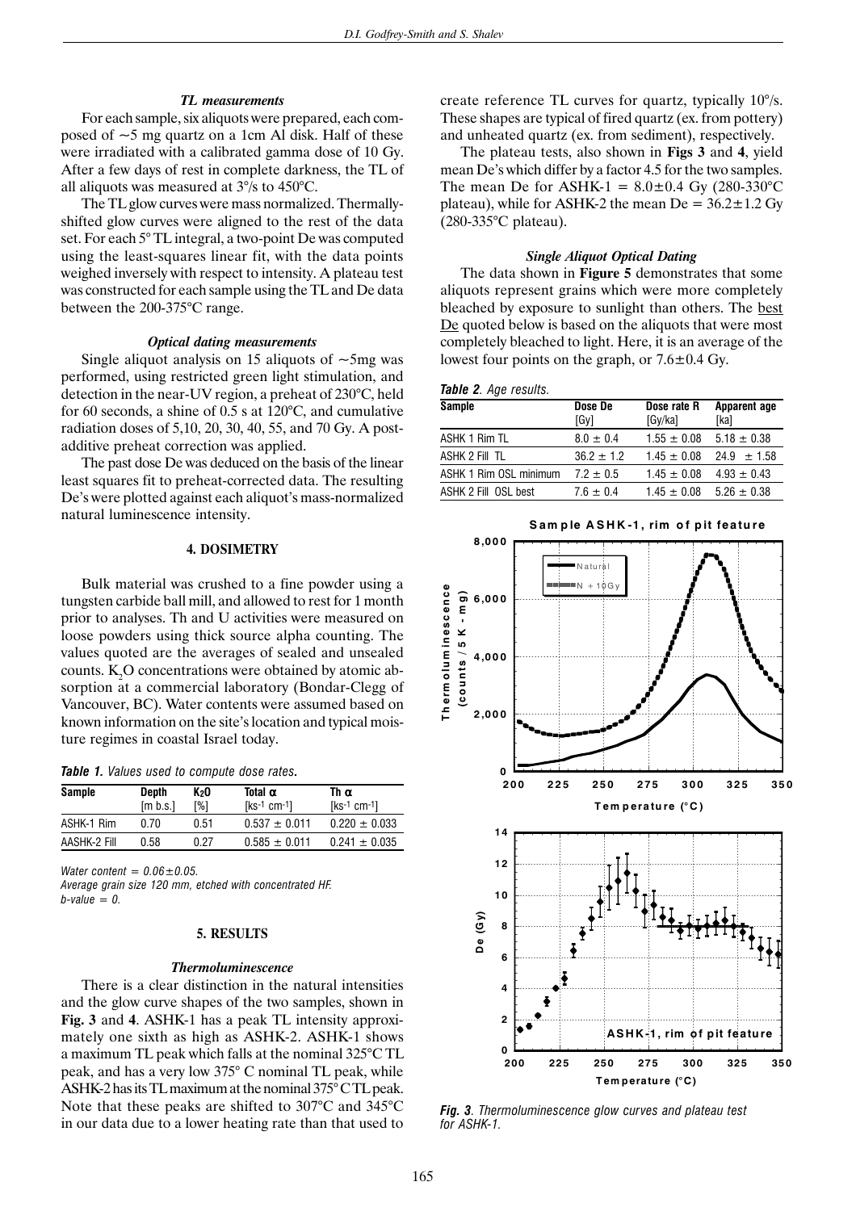### *TL measurements*

For each sample, six aliquots were prepared, each composed of ~5 mg quartz on a 1cm Al disk. Half of these were irradiated with a calibrated gamma dose of 10 Gy. After a few days of rest in complete darkness, the TL of all aliquots was measured at 3°/s to 450°C.

The TL glow curves were mass normalized. Thermally-shifted glow curves were aligned to the rest of the data set. For each 5° TL integral, a two-point De was computed using the least-squares linear fit, with the data points weighed inversely with respect to intensity. A plateau test was constructed for each sample using the TL and De data between the 200-375°C range.

### *Optical dating measurements*

Single aliquot analysis on 15 aliquots of ~5mg was performed, using restricted green light stimulation, and detection in the near-UV region, a preheat of 230°C, held for 60 seconds, a shine of 0.5 s at 120°C, and cumulative radiation doses of 5,10, 20, 30, 40, 55, and 70 Gy. A post-additive preheat correction was applied.

The past dose De was deduced on the basis of the linear least squares fit to preheat-corrected data. The resulting De's were plotted against each aliquot's mass-normalized natural luminescence intensity.

## 4. DOSIMETRY

Bulk material was crushed to a fine powder using a tungsten carbide ball mill, and allowed to rest for 1 month prior to analyses. Th and U activities were measured on loose powders using thick source alpha counting. The values quoted are the averages of sealed and unsealed counts. $K_2O$ concentrations were obtained by atomic absorption at a commercial laboratory (Bondar-Clegg of Vancouver, BC). Water contents were assumed based on known information on the site's location and typical moisture regimes in coastal Israel today.

***Table 1.*** *Values used to compute dose rates.*

| Sample | Depth [m b.s.] | $K_2O$ [%] | Total $\alpha$ [$ks^{-1}$ $cm^{-1}$] | Th $\alpha$ [$ks^{-1}$ $cm^{-1}$] |
|---|---|---|---|---|
| ASHK-1 Rim | 0.70 | 0.51 | 0.537 ± 0.011 | 0.220 ± 0.033 |
| AASHK-2 Fill | 0.58 | 0.27 | 0.585 ± 0.011 | 0.241 ± 0.035 |

*Water content = 0.06±0.05.*
*Average grain size 120 mm, etched with concentrated HF.*
*b-value = 0.*

## 5. RESULTS

### *Thermoluminescence*

There is a clear distinction in the natural intensities and the glow curve shapes of the two samples, shown in **Fig. 3** and **4**. ASHK-1 has a peak TL intensity approximately one sixth as high as ASHK-2. ASHK-1 shows a maximum TL peak which falls at the nominal 325°C TL peak, and has a very low 375° C nominal TL peak, while ASHK-2 has its TL maximum at the nominal 375° C TL peak. Note that these peaks are shifted to 307°C and 345°C in our data due to a lower heating rate than that used to create reference TL curves for quartz, typically 10°/s. These shapes are typical of fired quartz (ex. from pottery) and unheated quartz (ex. from sediment), respectively.

The plateau tests, also shown in **Figs 3** and **4**, yield mean De's which differ by a factor 4.5 for the two samples. The mean De for ASHK-1 = 8.0±0.4 Gy (280-330°C plateau), while for ASHK-2 the mean De = 36.2±1.2 Gy (280-335°C plateau).

### *Single Aliquot Optical Dating*

The data shown in **Figure 5** demonstrates that some aliquots represent grains which were more completely bleached by exposure to sunlight than others. The best De quoted below is based on the aliquots that were most completely bleached to light. Here, it is an average of the lowest four points on the graph, or 7.6±0.4 Gy.

***Table 2.*** *Age results.*

| Sample | Dose De [Gy] | Dose rate R [Gy/ka] | Apparent age [ka] |
|---|---|---|---|
| ASHK 1 Rim TL | 8.0 ± 0.4 | 1.55 ± 0.08 | 5.18 ± 0.38 |
| ASHK 2 Fill TL | 36.2 ± 1.2 | 1.45 ± 0.08 | 24.9 ± 1.58 |
| ASHK 1 Rim OSL minimum | 7.2 ± 0.5 | 1.45 ± 0.08 | 4.93 ± 0.43 |
| ASHK 2 Fill OSL best | 7.6 ± 0.4 | 1.45 ± 0.08 | 5.26 ± 0.38 |

***Fig. 3****. Thermoluminescence glow curves and plateau test for ASHK-1.*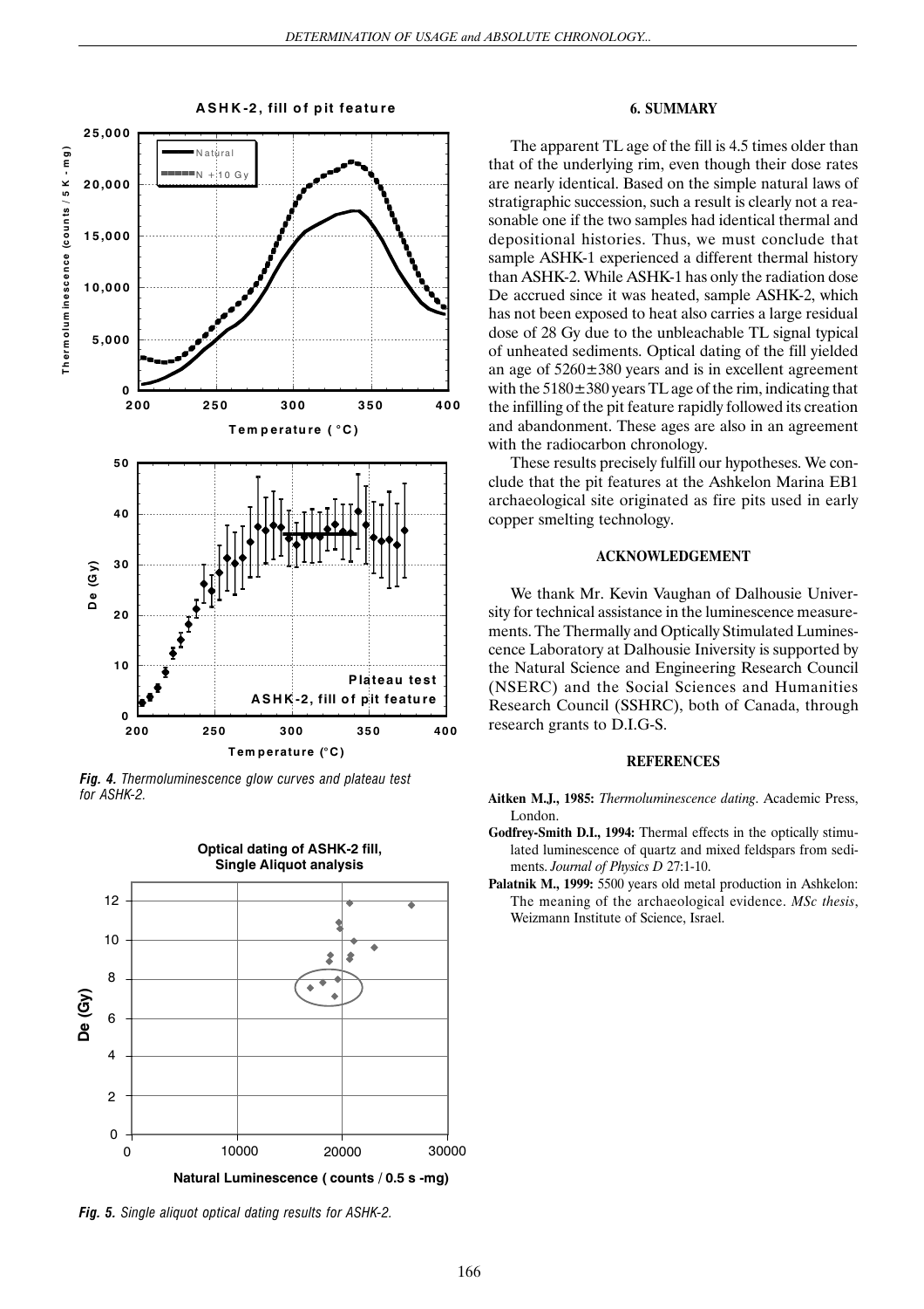ASHK-2, fill of pit feature

Natural

N + 10 Gy

Thermoluminescence (counts / 5 K - mg)

25,000
20,000
15,000
10,000
5,000
0

200 250 300 350 400

Temperature (°C)

50
40
30
20
10
0

De (Gy)

Plateau test
ASHK-2, fill of pit feature

200 250 300 350 400

Temperature (°C)

*Fig. 4. Thermoluminescence glow curves and plateau test for ASHK-2.*

Optical dating of ASHK-2 fill,
Single Aliquot analysis

De (Gy)

12
10
8
6
4
2
0

0 10000 20000 30000

Natural Luminescence ( counts / 0.5 s -mg)

*Fig. 5. Single aliquot optical dating results for ASHK-2.*

## 6. SUMMARY

The apparent TL age of the fill is 4.5 times older than that of the underlying rim, even though their dose rates are nearly identical. Based on the simple natural laws of stratigraphic succession, such a result is clearly not a reasonable one if the two samples had identical thermal and depositional histories. Thus, we must conclude that sample ASHK-1 experienced a different thermal history than ASHK-2. While ASHK-1 has only the radiation dose De accrued since it was heated, sample ASHK-2, which has not been exposed to heat also carries a large residual dose of 28 Gy due to the unbleachable TL signal typical of unheated sediments. Optical dating of the fill yielded an age of 5260±380 years and is in excellent agreement with the 5180±380 years TL age of the rim, indicating that the infilling of the pit feature rapidly followed its creation and abandonment. These ages are also in an agreement with the radiocarbon chronology.

These results precisely fulfill our hypotheses. We conclude that the pit features at the Ashkelon Marina EB1 archaeological site originated as fire pits used in early copper smelting technology.

## ACKNOWLEDGEMENT

We thank Mr. Kevin Vaughan of Dalhousie University for technical assistance in the luminescence measurements. The Thermally and Optically Stimulated Luminescence Laboratory at Dalhousie Iniversity is supported by the Natural Science and Engineering Research Council (NSERC) and the Social Sciences and Humanities Research Council (SSHRC), both of Canada, through research grants to D.I.G-S.

## REFERENCES

**Aitken M.J., 1985:** *Thermoluminescence dating*. Academic Press, London.

**Godfrey-Smith D.I., 1994:** Thermal effects in the optically stimulated luminescence of quartz and mixed feldspars from sediments. *Journal of Physics D* 27:1-10.

**Palatnik M., 1999:** 5500 years old metal production in Ashkelon: The meaning of the archaeological evidence. *MSc thesis*, Weizmann Institute of Science, Israel.